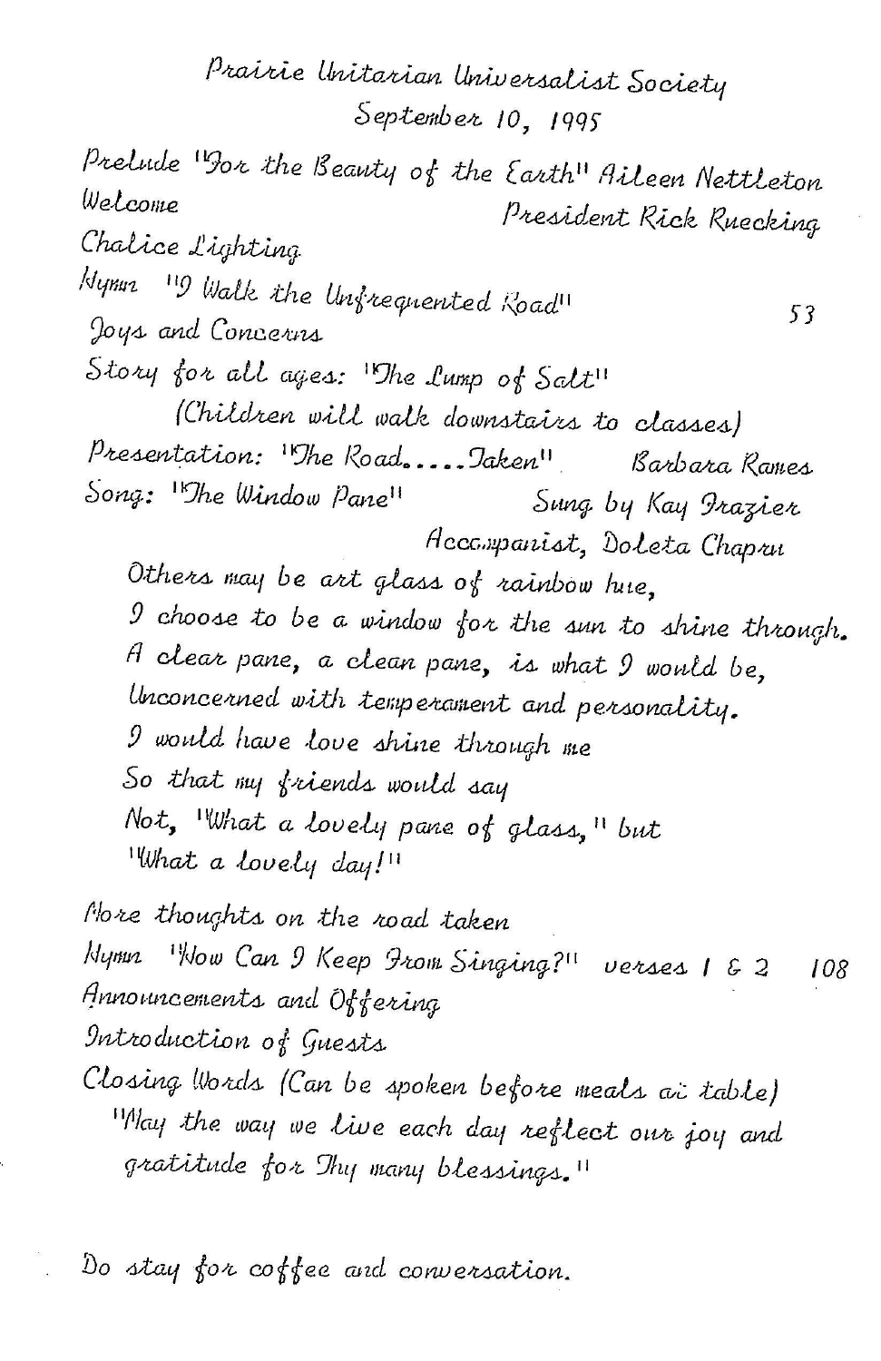# Prairie Unitarian Universalist Society

September 10, 1995

Prelude "For the Beauty of the Earth" Aileen Nettleton

Welcome — President Rick Ruecking

Chalice Lighting

Hymn "I Walk the Unfrequented Road" — 53

Joys and Concerns

Story for all ages: "The Lump of Salt"

(Children will walk downstairs to classes)

Presentation: "The Road.....Taken" — Barbara Rames

Song: "The Window Pane" — Sung by Kay Frazier

Accompanist, Doleta Chapru

> Others may be art glass of rainbow hue,
> I choose to be a window for the sun to shine through.
> A clear pane, a clean pane, is what I would be,
> Unconcerned with temperament and personality.
> I would have love shine through me
> So that my friends would say
> Not, "What a lovely pane of glass," but
> "What a lovely day!"

More thoughts on the road taken

Hymn "How Can I Keep From Singing?" verses 1 & 2 — 108

Announcements and Offering

Introduction of Guests

Closing Words (Can be spoken before meals at table)

"May the way we live each day reflect our joy and gratitude for Thy many blessings."

Do stay for coffee and conversation.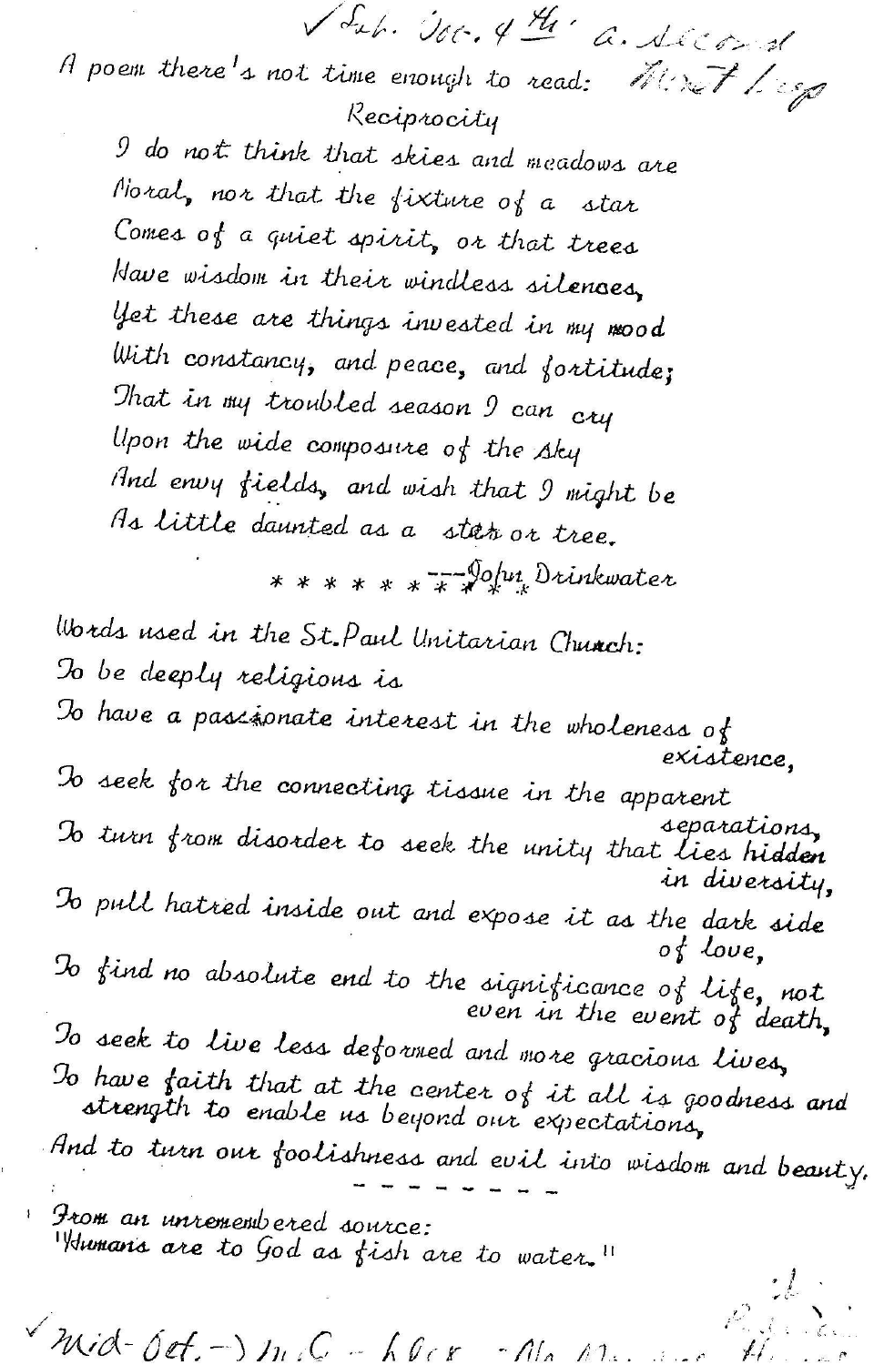✓ Sub. Oct. 4th a. second Next Leap

A poem there's not time enough to read:

Reciprocity

I do not think that skies and meadows are
Moral, nor that the fixture of a star
Comes of a quiet spirit, or that trees
Have wisdom in their windless silences,
Yet these are things invested in my mood
With constancy, and peace, and fortitude;
That in my troubled season I can cry
Upon the wide composure of the sky
And envy fields, and wish that I might be
As little daunted as a star or tree.

---John Drinkwater

* * * * * * * * * *

Words used in the St. Paul Unitarian Church:

To be deeply religious is
To have a passionate interest in the wholeness of existence,
To seek for the connecting tissue in the apparent separations,
To turn from disorder to seek the unity that lies hidden in diversity,
To pull hatred inside out and expose it as the dark side of love,
To find no absolute end to the significance of life, not even in the event of death,
To seek to live less deformed and more gracious lives,
To have faith that at the center of it all is goodness and strength to enable us beyond our expectations,
And to turn our foolishness and evil into wisdom and beauty.

- - - - - - - -

From an unremembered source:
"Humans are to God as fish are to water."

✓ Mid-Oct. -) ... C - ... - ...